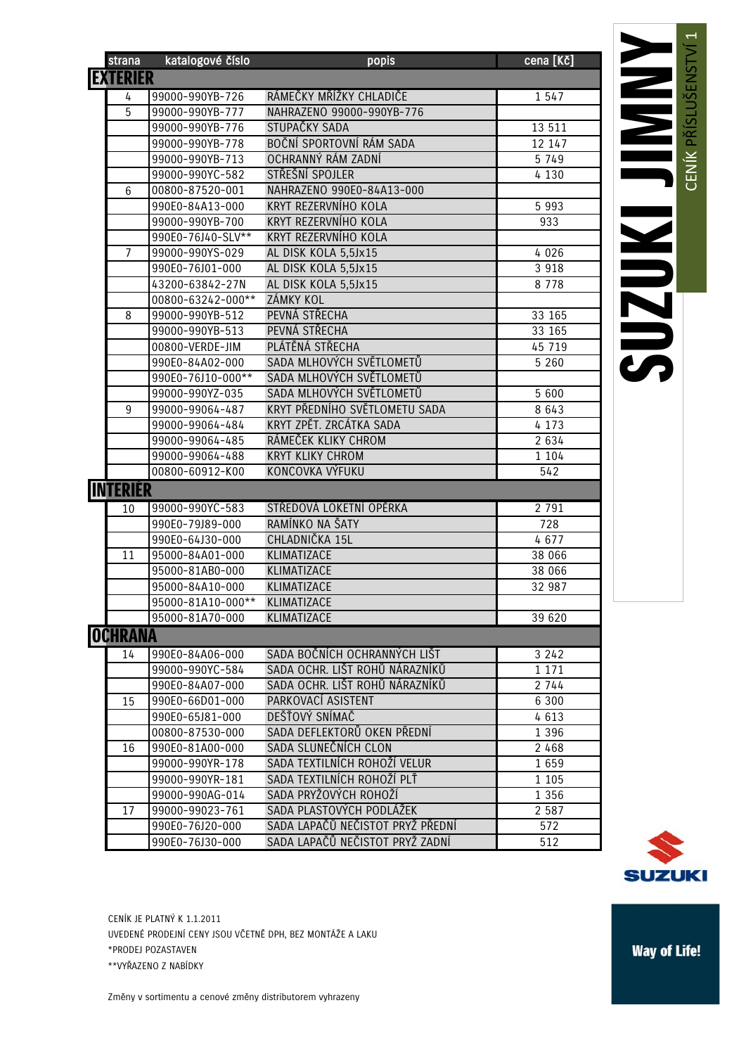# SUZUKI JIMNY

CENÍK PŘÍSLUŠENSTVÍ 1

| strana | katalogové číslo | popis | cena [Kč] |
|---|---|---|---|
| **EXTERIER** | | | |
| 4 | 99000-990YB-726 | RÁMEČKY MŘÍŽKY CHLADIČE | 1 547 |
| 5 | 99000-990YB-777 | NAHRAZENO 99000-990YB-776 | |
| | 99000-990YB-776 | STUPAČKY SADA | 13 511 |
| | 99000-990YB-778 | BOČNÍ SPORTOVNÍ RÁM SADA | 12 147 |
| | 99000-990YB-713 | OCHRANNÝ RÁM ZADNÍ | 5 749 |
| | 99000-990YC-582 | STŘEŠNÍ SPOJLER | 4 130 |
| 6 | 00800-87520-001 | NAHRAZENO 990E0-84A13-000 | |
| | 990E0-84A13-000 | KRYT REZERVNÍHO KOLA | 5 993 |
| | 99000-990YB-700 | KRYT REZERVNÍHO KOLA | 933 |
| | 990E0-76J40-SLV** | KRYT REZERVNÍHO KOLA | |
| 7 | 99000-990YS-029 | AL DISK KOLA 5,5Jx15 | 4 026 |
| | 990E0-76J01-000 | AL DISK KOLA 5,5Jx15 | 3 918 |
| | 43200-63842-27N | AL DISK KOLA 5,5Jx15 | 8 778 |
| | 00800-63242-000** | ZÁMKY KOL | |
| 8 | 99000-990YB-512 | PEVNÁ STŘECHA | 33 165 |
| | 99000-990YB-513 | PEVNÁ STŘECHA | 33 165 |
| | 00800-VERDE-JIM | PLÁTĚNÁ STŘECHA | 45 719 |
| | 990E0-84A02-000 | SADA MLHOVÝCH SVĚTLOMETŮ | 5 260 |
| | 990E0-76J10-000** | SADA MLHOVÝCH SVĚTLOMETŮ | |
| | 99000-990YZ-035 | SADA MLHOVÝCH SVĚTLOMETŮ | 5 600 |
| 9 | 99000-99064-487 | KRYT PŘEDNÍHO SVĚTLOMETU SADA | 8 643 |
| | 99000-99064-484 | KRYT ZPĚT. ZRCÁTKA SADA | 4 173 |
| | 99000-99064-485 | RÁMEČEK KLIKY CHROM | 2 634 |
| | 99000-99064-488 | KRYT KLIKY CHROM | 1 104 |
| | 00800-60912-K00 | KONCOVKA VÝFUKU | 542 |
| **INTERIÉR** | | | |
| 10 | 99000-990YC-583 | STŘEDOVÁ LOKETNÍ OPĚRKA | 2 791 |
| | 990E0-79J89-000 | RAMÍNKO NA ŠATY | 728 |
| | 990E0-64J30-000 | CHLADNIČKA 15L | 4 677 |
| 11 | 95000-84A01-000 | KLIMATIZACE | 38 066 |
| | 95000-81AB0-000 | KLIMATIZACE | 38 066 |
| | 95000-84A10-000 | KLIMATIZACE | 32 987 |
| | 95000-81A10-000** | KLIMATIZACE | |
| | 95000-81A70-000 | KLIMATIZACE | 39 620 |
| **OCHRANA** | | | |
| 14 | 990E0-84A06-000 | SADA BOČNÍCH OCHRANNÝCH LIŠT | 3 242 |
| | 99000-990YC-584 | SADA OCHR. LIŠT ROHŮ NÁRAZNÍKŮ | 1 171 |
| | 990E0-84A07-000 | SADA OCHR. LIŠT ROHŮ NÁRAZNÍKŮ | 2 744 |
| 15 | 990E0-66D01-000 | PARKOVACÍ ASISTENT | 6 300 |
| | 990E0-65J81-000 | DEŠŤOVÝ SNÍMAČ | 4 613 |
| | 00800-87530-000 | SADA DEFLEKTORŮ OKEN PŘEDNÍ | 1 396 |
| 16 | 990E0-81A00-000 | SADA SLUNEČNÍCH CLON | 2 468 |
| | 99000-990YR-178 | SADA TEXTILNÍCH ROHOŽÍ VELUR | 1 659 |
| | 99000-990YR-181 | SADA TEXTILNÍCH ROHOŽÍ PLŤ | 1 105 |
| | 99000-990AG-014 | SADA PRYŽOVÝCH ROHOŽÍ | 1 356 |
| 17 | 99000-99023-761 | SADA PLASTOVÝCH PODLÁŽEK | 2 587 |
| | 990E0-76J20-000 | SADA LAPAČŮ NEČISTOT PRYŽ PŘEDNÍ | 572 |
| | 990E0-76J30-000 | SADA LAPAČŮ NEČISTOT PRYŽ ZADNÍ | 512 |

CENÍK JE PLATNÝ K 1.1.2011

UVEDENÉ PRODEJNÍ CENY JSOU VČETNĚ DPH, BEZ MONTÁŽE A LAKU

*PRODEJ POZASTAVEN

**VYŘAZENO Z NABÍDKY

Změny v sortimentu a cenové změny distributorem vyhrazeny

SUZUKI

Way of Life!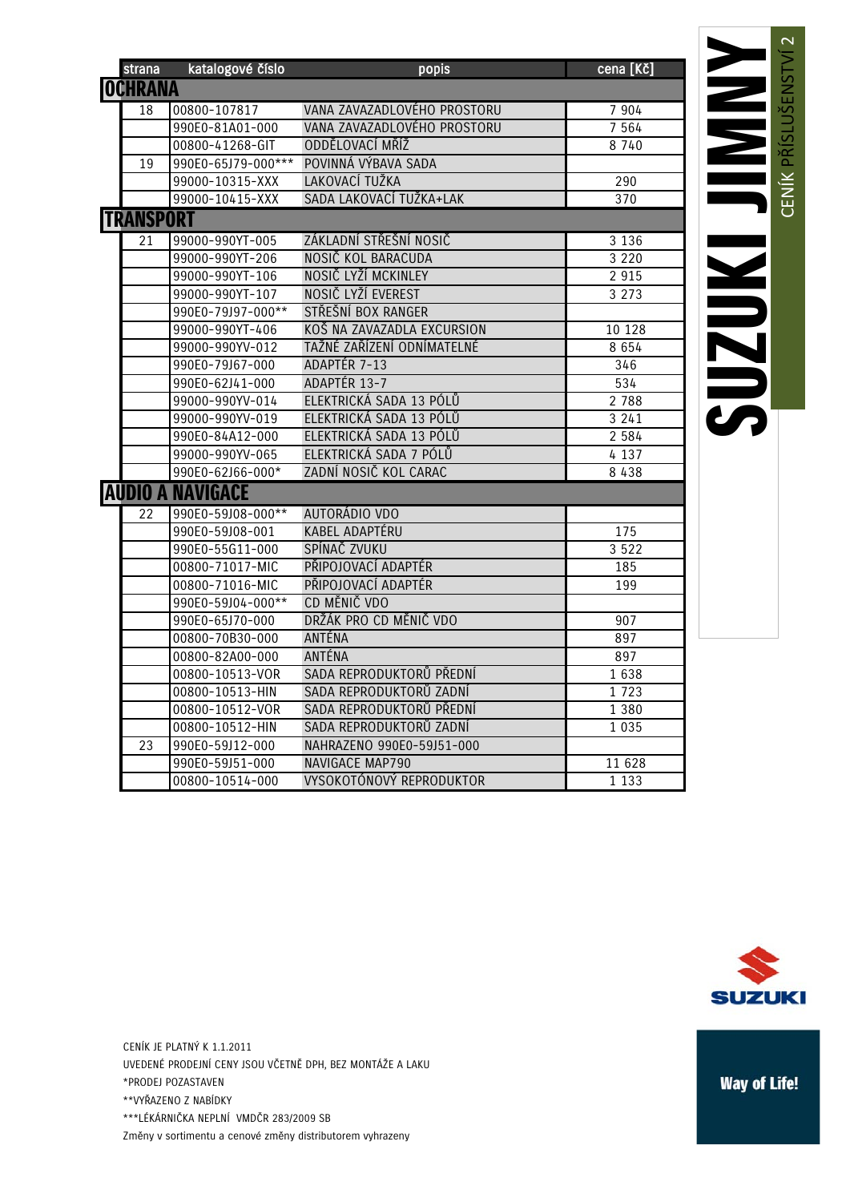# SUZUKI JIMNY

CENÍK PŘÍSLUŠENSTVÍ 2

| strana | katalogové číslo | popis | cena [Kč] |
|---|---|---|---|
| **OCHRANA** | | | |
| 18 | 00800-107817 | VANA ZAVAZADLOVÉHO PROSTORU | 7 904 |
| | 990E0-81A01-000 | VANA ZAVAZADLOVÉHO PROSTORU | 7 564 |
| | 00800-41268-GIT | ODDĚLOVACÍ MŘÍŽ | 8 740 |
| 19 | 990E0-65J79-000*** | POVINNÁ VÝBAVA SADA | |
| | 99000-10315-XXX | LAKOVACÍ TUŽKA | 290 |
| | 99000-10415-XXX | SADA LAKOVACÍ TUŽKA+LAK | 370 |
| **TRANSPORT** | | | |
| 21 | 99000-990YT-005 | ZÁKLADNÍ STŘEŠNÍ NOSIČ | 3 136 |
| | 99000-990YT-206 | NOSIČ KOL BARACUDA | 3 220 |
| | 99000-990YT-106 | NOSIČ LYŽÍ MCKINLEY | 2 915 |
| | 99000-990YT-107 | NOSIČ LYŽÍ EVEREST | 3 273 |
| | 990E0-79J97-000** | STŘEŠNÍ BOX RANGER | |
| | 99000-990YT-406 | KOŠ NA ZAVAZADLA EXCURSION | 10 128 |
| | 99000-990YV-012 | TAŽNÉ ZAŘÍZENÍ ODNÍMATELNÉ | 8 654 |
| | 990E0-79J67-000 | ADAPTÉR 7-13 | 346 |
| | 990E0-62J41-000 | ADAPTÉR 13-7 | 534 |
| | 99000-990YV-014 | ELEKTRICKÁ SADA 13 PÓLŮ | 2 788 |
| | 99000-990YV-019 | ELEKTRICKÁ SADA 13 PÓLŮ | 3 241 |
| | 990E0-84A12-000 | ELEKTRICKÁ SADA 13 PÓLŮ | 2 584 |
| | 99000-990YV-065 | ELEKTRICKÁ SADA 7 PÓLŮ | 4 137 |
| | 990E0-62J66-000* | ZADNÍ NOSIČ KOL CARAC | 8 438 |
| **AUDIO A NAVIGACE** | | | |
| 22 | 990E0-59J08-000** | AUTORÁDIO VDO | |
| | 990E0-59J08-001 | KABEL ADAPTÉRU | 175 |
| | 990E0-55G11-000 | SPÍNAČ ZVUKU | 3 522 |
| | 00800-71017-MIC | PŘIPOJOVACÍ ADAPTÉR | 185 |
| | 00800-71016-MIC | PŘIPOJOVACÍ ADAPTÉR | 199 |
| | 990E0-59J04-000** | CD MĚNIČ VDO | |
| | 990E0-65J70-000 | DRŽÁK PRO CD MĚNIČ VDO | 907 |
| | 00800-70B30-000 | ANTÉNA | 897 |
| | 00800-82A00-000 | ANTÉNA | 897 |
| | 00800-10513-VOR | SADA REPRODUKTORŮ PŘEDNÍ | 1 638 |
| | 00800-10513-HIN | SADA REPRODUKTORŮ ZADNÍ | 1 723 |
| | 00800-10512-VOR | SADA REPRODUKTORŮ PŘEDNÍ | 1 380 |
| | 00800-10512-HIN | SADA REPRODUKTORŮ ZADNÍ | 1 035 |
| 23 | 990E0-59J12-000 | NAHRAZENO 990E0-59J51-000 | |
| | 990E0-59J51-000 | NAVIGACE MAP790 | 11 628 |
| | 00800-10514-000 | VYSOKOTÓNOVÝ REPRODUKTOR | 1 133 |

CENÍK JE PLATNÝ K 1.1.2011

UVEDENÉ PRODEJNÍ CENY JSOU VČETNĚ DPH, BEZ MONTÁŽE A LAKU

*PRODEJ POZASTAVEN

**VYŘAZENO Z NABÍDKY

***LÉKÁRNIČKA NEPLNÍ VMDČR 283/2009 SB

Změny v sortimentu a cenové změny distributorem vyhrazeny

SUZUKI

Way of Life!